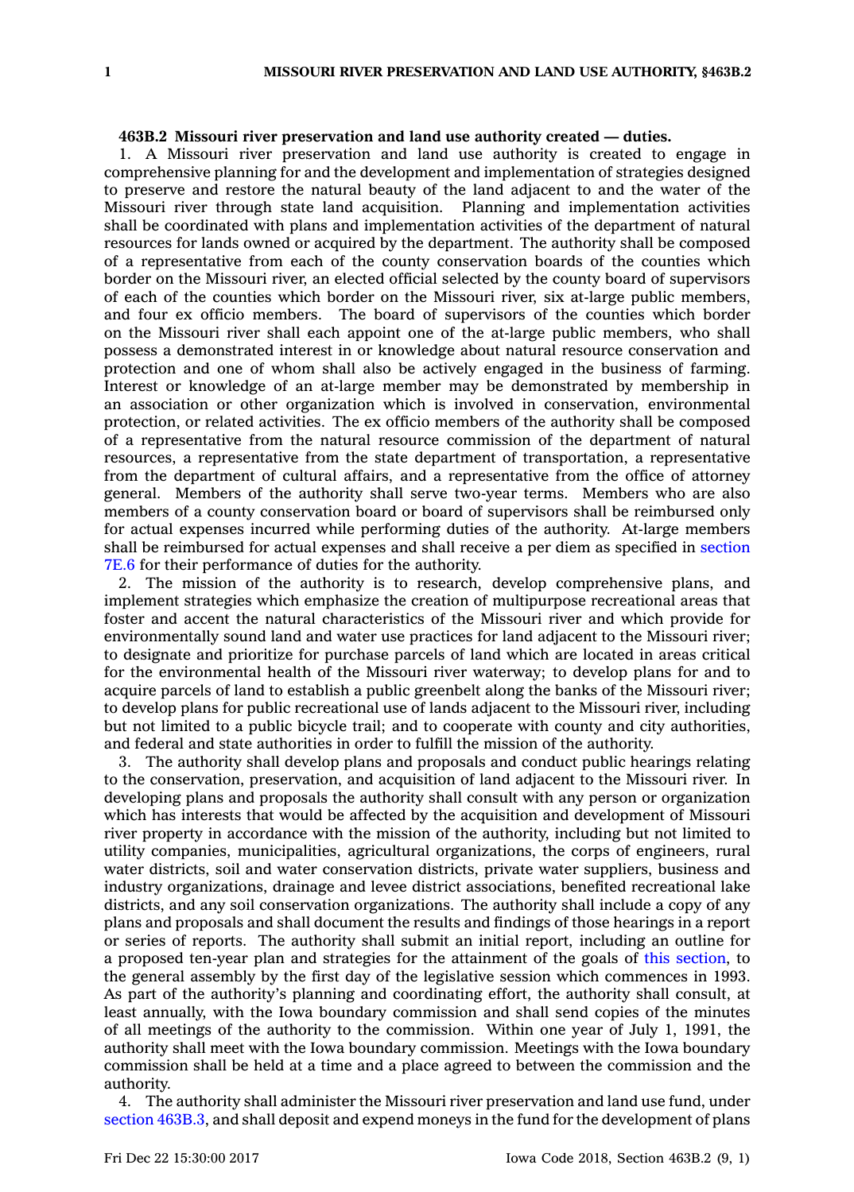**463B.2 Missouri river preservation and land use authority created — duties.**

1. A Missouri river preservation and land use authority is created to engage in comprehensive planning for and the development and implementation of strategies designed to preserve and restore the natural beauty of the land adjacent to and the water of the Missouri river through state land acquisition. Planning and implementation activities shall be coordinated with plans and implementation activities of the department of natural resources for lands owned or acquired by the department. The authority shall be composed of a representative from each of the county conservation boards of the counties which border on the Missouri river, an elected official selected by the county board of supervisors of each of the counties which border on the Missouri river, six at-large public members, and four ex officio members. The board of supervisors of the counties which border on the Missouri river shall each appoint one of the at-large public members, who shall possess a demonstrated interest in or knowledge about natural resource conservation and protection and one of whom shall also be actively engaged in the business of farming. Interest or knowledge of an at-large member may be demonstrated by membership in an association or other organization which is involved in conservation, environmental protection, or related activities. The ex officio members of the authority shall be composed of a representative from the natural resource commission of the department of natural resources, a representative from the state department of transportation, a representative from the department of cultural affairs, and a representative from the office of attorney general. Members of the authority shall serve two-year terms. Members who are also members of a county conservation board or board of supervisors shall be reimbursed only for actual expenses incurred while performing duties of the authority. At-large members shall be reimbursed for actual expenses and shall receive a per diem as specified in section 7E.6 for their performance of duties for the authority.

2. The mission of the authority is to research, develop comprehensive plans, and implement strategies which emphasize the creation of multipurpose recreational areas that foster and accent the natural characteristics of the Missouri river and which provide for environmentally sound land and water use practices for land adjacent to the Missouri river; to designate and prioritize for purchase parcels of land which are located in areas critical for the environmental health of the Missouri river waterway; to develop plans for and to acquire parcels of land to establish a public greenbelt along the banks of the Missouri river; to develop plans for public recreational use of lands adjacent to the Missouri river, including but not limited to a public bicycle trail; and to cooperate with county and city authorities, and federal and state authorities in order to fulfill the mission of the authority.

3. The authority shall develop plans and proposals and conduct public hearings relating to the conservation, preservation, and acquisition of land adjacent to the Missouri river. In developing plans and proposals the authority shall consult with any person or organization which has interests that would be affected by the acquisition and development of Missouri river property in accordance with the mission of the authority, including but not limited to utility companies, municipalities, agricultural organizations, the corps of engineers, rural water districts, soil and water conservation districts, private water suppliers, business and industry organizations, drainage and levee district associations, benefited recreational lake districts, and any soil conservation organizations. The authority shall include a copy of any plans and proposals and shall document the results and findings of those hearings in a report or series of reports. The authority shall submit an initial report, including an outline for a proposed ten-year plan and strategies for the attainment of the goals of this section, to the general assembly by the first day of the legislative session which commences in 1993. As part of the authority's planning and coordinating effort, the authority shall consult, at least annually, with the Iowa boundary commission and shall send copies of the minutes of all meetings of the authority to the commission. Within one year of July 1, 1991, the authority shall meet with the Iowa boundary commission. Meetings with the Iowa boundary commission shall be held at a time and a place agreed to between the commission and the authority.

4. The authority shall administer the Missouri river preservation and land use fund, under section 463B.3, and shall deposit and expend moneys in the fund for the development of plans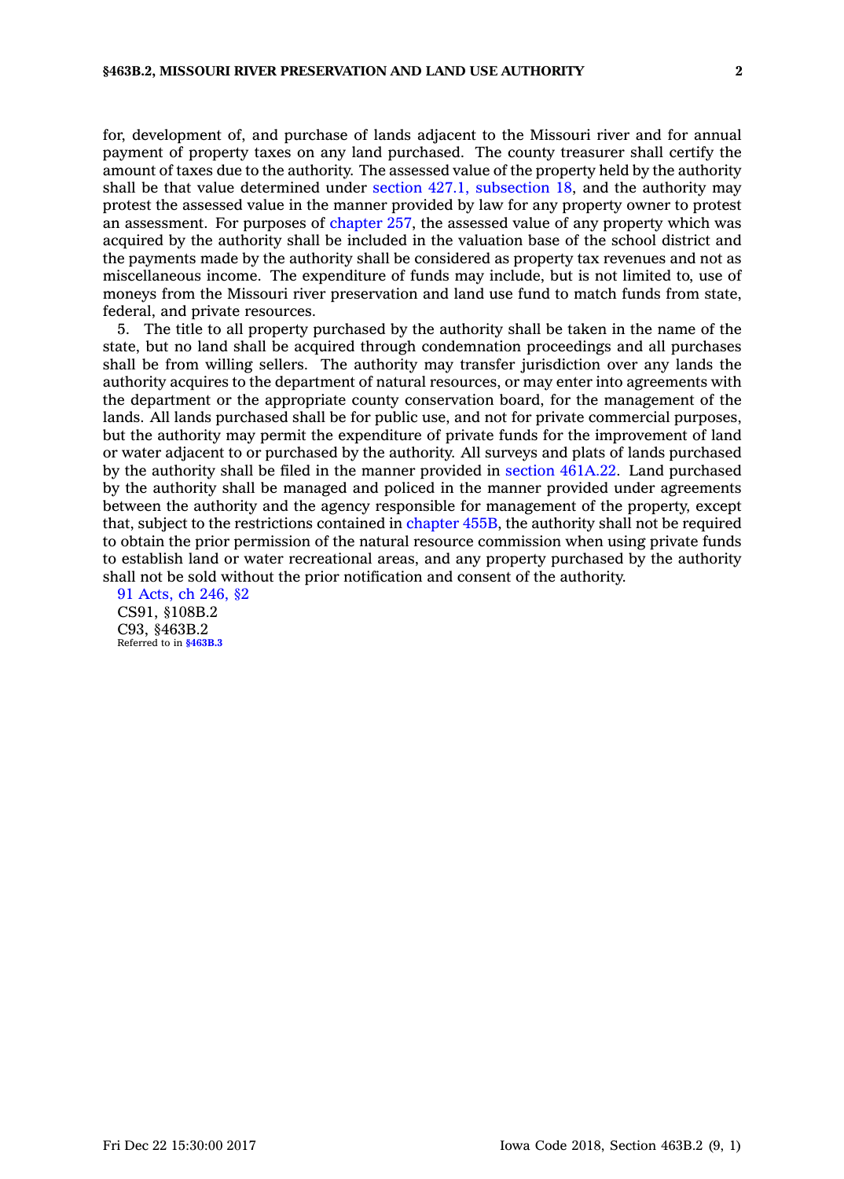for, development of, and purchase of lands adjacent to the Missouri river and for annual payment of property taxes on any land purchased. The county treasurer shall certify the amount of taxes due to the authority. The assessed value of the property held by the authority shall be that value determined under section 427.1, subsection 18, and the authority may protest the assessed value in the manner provided by law for any property owner to protest an assessment. For purposes of chapter 257, the assessed value of any property which was acquired by the authority shall be included in the valuation base of the school district and the payments made by the authority shall be considered as property tax revenues and not as miscellaneous income. The expenditure of funds may include, but is not limited to, use of moneys from the Missouri river preservation and land use fund to match funds from state, federal, and private resources.

5. The title to all property purchased by the authority shall be taken in the name of the state, but no land shall be acquired through condemnation proceedings and all purchases shall be from willing sellers. The authority may transfer jurisdiction over any lands the authority acquires to the department of natural resources, or may enter into agreements with the department or the appropriate county conservation board, for the management of the lands. All lands purchased shall be for public use, and not for private commercial purposes, but the authority may permit the expenditure of private funds for the improvement of land or water adjacent to or purchased by the authority. All surveys and plats of lands purchased by the authority shall be filed in the manner provided in section 461A.22. Land purchased by the authority shall be managed and policed in the manner provided under agreements between the authority and the agency responsible for management of the property, except that, subject to the restrictions contained in chapter 455B, the authority shall not be required to obtain the prior permission of the natural resource commission when using private funds to establish land or water recreational areas, and any property purchased by the authority shall not be sold without the prior notification and consent of the authority.

91 Acts, ch 246, §2
CS91, §108B.2
C93, §463B.2
Referred to in §463B.3